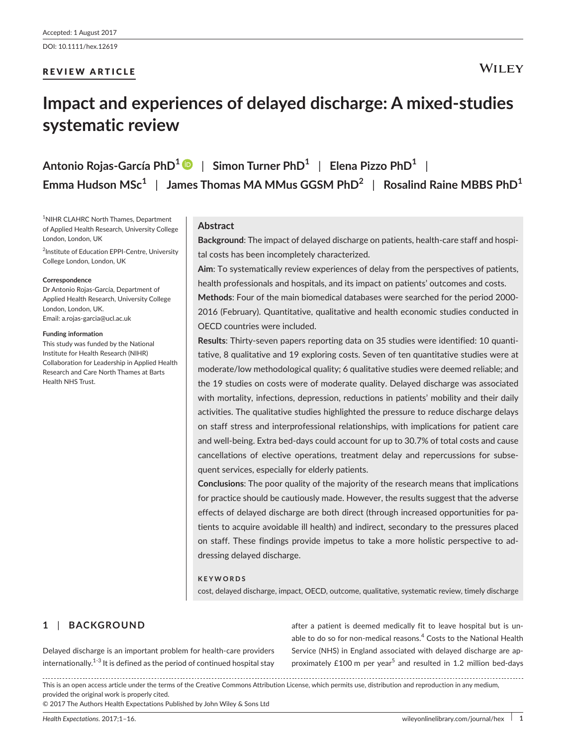Accepted: 1 August 2017

DOI: 10.1111/hex.12619

REVIEW ARTICLE

# Impact and experiences of delayed discharge: A mixed-studies systematic review

**Antonio Rojas-García PhD[1]** | **Simon Turner PhD[1]** | **Elena Pizzo PhD[1]** | **Emma Hudson MSc[1]** | **James Thomas MA MMus GGSM PhD[2]** | **Rosalind Raine MBBS PhD[1]**

[1]NIHR CLAHRC North Thames, Department of Applied Health Research, University College London, London, UK

[2]Institute of Education EPPI-Centre, University College London, London, UK

**Correspondence**

Dr Antonio Rojas-García, Department of Applied Health Research, University College London, London, UK.
Email: a.rojas-garcia@ucl.ac.uk

**Funding information**

This study was funded by the National Institute for Health Research (NIHR) Collaboration for Leadership in Applied Health Research and Care North Thames at Barts Health NHS Trust.

## Abstract

**Background**: The impact of delayed discharge on patients, health-care staff and hospital costs has been incompletely characterized.

**Aim**: To systematically review experiences of delay from the perspectives of patients, health professionals and hospitals, and its impact on patients' outcomes and costs.

**Methods**: Four of the main biomedical databases were searched for the period 2000-2016 (February). Quantitative, qualitative and health economic studies conducted in OECD countries were included.

**Results**: Thirty-seven papers reporting data on 35 studies were identified: 10 quantitative, 8 qualitative and 19 exploring costs. Seven of ten quantitative studies were at moderate/low methodological quality; 6 qualitative studies were deemed reliable; and the 19 studies on costs were of moderate quality. Delayed discharge was associated with mortality, infections, depression, reductions in patients' mobility and their daily activities. The qualitative studies highlighted the pressure to reduce discharge delays on staff stress and interprofessional relationships, with implications for patient care and well-being. Extra bed-days could account for up to 30.7% of total costs and cause cancellations of elective operations, treatment delay and repercussions for subsequent services, especially for elderly patients.

**Conclusions**: The poor quality of the majority of the research means that implications for practice should be cautiously made. However, the results suggest that the adverse effects of delayed discharge are both direct (through increased opportunities for patients to acquire avoidable ill health) and indirect, secondary to the pressures placed on staff. These findings provide impetus to take a more holistic perspective to addressing delayed discharge.

**KEYWORDS**

cost, delayed discharge, impact, OECD, outcome, qualitative, systematic review, timely discharge

## 1 | BACKGROUND

Delayed discharge is an important problem for health-care providers internationally.[1-3] It is defined as the period of continued hospital stay after a patient is deemed medically fit to leave hospital but is unable to do so for non-medical reasons.[4] Costs to the National Health Service (NHS) in England associated with delayed discharge are approximately £100 m per year[5] and resulted in 1.2 million bed-days

This is an open access article under the terms of the Creative Commons Attribution License, which permits use, distribution and reproduction in any medium, provided the original work is properly cited.

© 2017 The Authors Health Expectations Published by John Wiley & Sons Ltd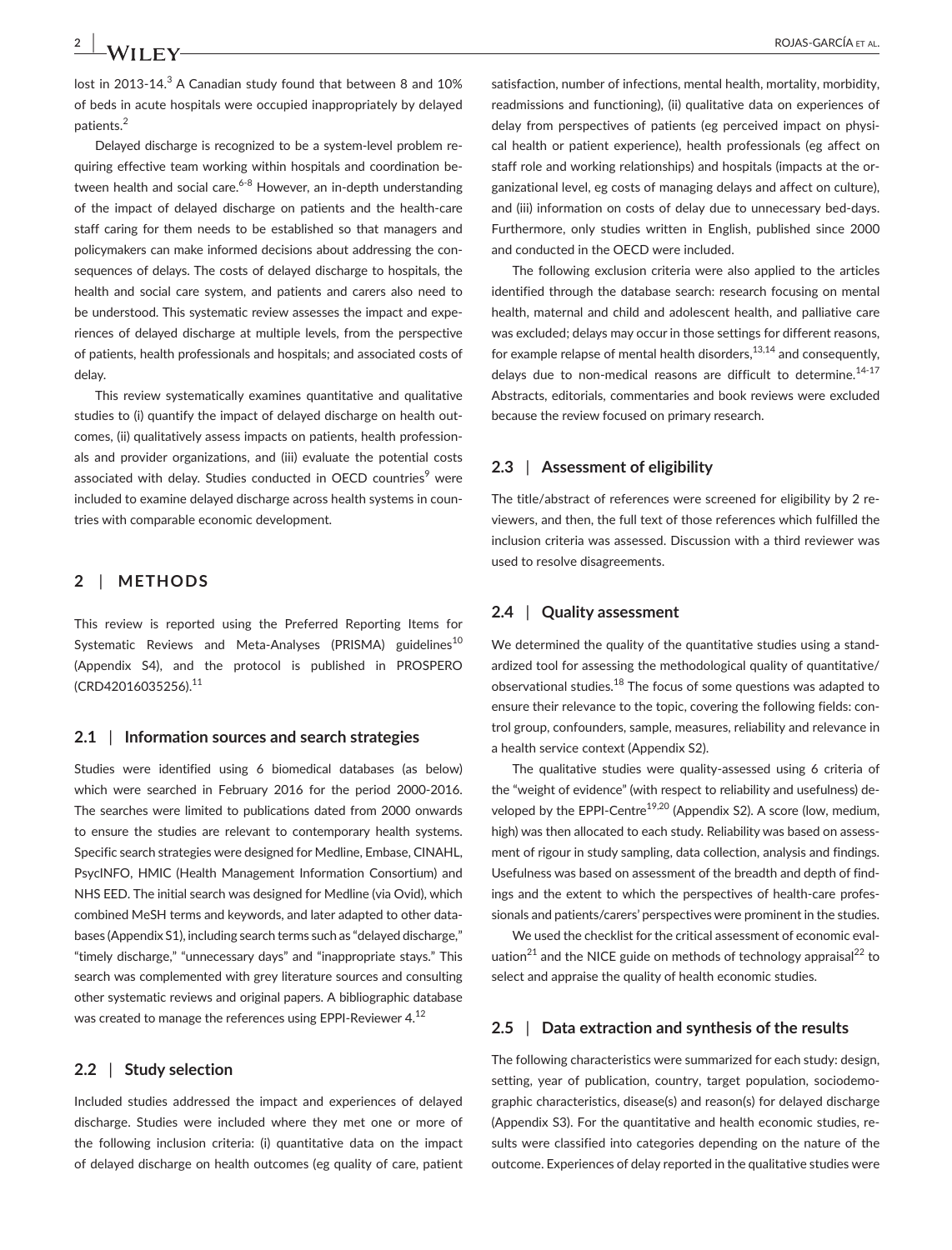lost in 2013-14.[3] A Canadian study found that between 8 and 10% of beds in acute hospitals were occupied inappropriately by delayed patients.[2]

Delayed discharge is recognized to be a system-level problem requiring effective team working within hospitals and coordination between health and social care.[6-8] However, an in-depth understanding of the impact of delayed discharge on patients and the health-care staff caring for them needs to be established so that managers and policymakers can make informed decisions about addressing the consequences of delays. The costs of delayed discharge to hospitals, the health and social care system, and patients and carers also need to be understood. This systematic review assesses the impact and experiences of delayed discharge at multiple levels, from the perspective of patients, health professionals and hospitals; and associated costs of delay.

This review systematically examines quantitative and qualitative studies to (i) quantify the impact of delayed discharge on health outcomes, (ii) qualitatively assess impacts on patients, health professionals and provider organizations, and (iii) evaluate the potential costs associated with delay. Studies conducted in OECD countries[9] were included to examine delayed discharge across health systems in countries with comparable economic development.

## 2 | METHODS

This review is reported using the Preferred Reporting Items for Systematic Reviews and Meta-Analyses (PRISMA) guidelines[10] (Appendix S4), and the protocol is published in PROSPERO (CRD42016035256).[11]

### 2.1 | Information sources and search strategies

Studies were identified using 6 biomedical databases (as below) which were searched in February 2016 for the period 2000-2016. The searches were limited to publications dated from 2000 onwards to ensure the studies are relevant to contemporary health systems. Specific search strategies were designed for Medline, Embase, CINAHL, PsycINFO, HMIC (Health Management Information Consortium) and NHS EED. The initial search was designed for Medline (via Ovid), which combined MeSH terms and keywords, and later adapted to other databases (Appendix S1), including search terms such as "delayed discharge," "timely discharge," "unnecessary days" and "inappropriate stays." This search was complemented with grey literature sources and consulting other systematic reviews and original papers. A bibliographic database was created to manage the references using EPPI-Reviewer 4.[12]

### 2.2 | Study selection

Included studies addressed the impact and experiences of delayed discharge. Studies were included where they met one or more of the following inclusion criteria: (i) quantitative data on the impact of delayed discharge on health outcomes (eg quality of care, patient satisfaction, number of infections, mental health, mortality, morbidity, readmissions and functioning), (ii) qualitative data on experiences of delay from perspectives of patients (eg perceived impact on physical health or patient experience), health professionals (eg affect on staff role and working relationships) and hospitals (impacts at the organizational level, eg costs of managing delays and affect on culture), and (iii) information on costs of delay due to unnecessary bed-days. Furthermore, only studies written in English, published since 2000 and conducted in the OECD were included.

The following exclusion criteria were also applied to the articles identified through the database search: research focusing on mental health, maternal and child and adolescent health, and palliative care was excluded; delays may occur in those settings for different reasons, for example relapse of mental health disorders,[13,14] and consequently, delays due to non-medical reasons are difficult to determine.[14-17] Abstracts, editorials, commentaries and book reviews were excluded because the review focused on primary research.

### 2.3 | Assessment of eligibility

The title/abstract of references were screened for eligibility by 2 reviewers, and then, the full text of those references which fulfilled the inclusion criteria was assessed. Discussion with a third reviewer was used to resolve disagreements.

### 2.4 | Quality assessment

We determined the quality of the quantitative studies using a standardized tool for assessing the methodological quality of quantitative/observational studies.[18] The focus of some questions was adapted to ensure their relevance to the topic, covering the following fields: control group, confounders, sample, measures, reliability and relevance in a health service context (Appendix S2).

The qualitative studies were quality-assessed using 6 criteria of the "weight of evidence" (with respect to reliability and usefulness) developed by the EPPI-Centre[19,20] (Appendix S2). A score (low, medium, high) was then allocated to each study. Reliability was based on assessment of rigour in study sampling, data collection, analysis and findings. Usefulness was based on assessment of the breadth and depth of findings and the extent to which the perspectives of health-care professionals and patients/carers' perspectives were prominent in the studies.

We used the checklist for the critical assessment of economic evaluation[21] and the NICE guide on methods of technology appraisal[22] to select and appraise the quality of health economic studies.

### 2.5 | Data extraction and synthesis of the results

The following characteristics were summarized for each study: design, setting, year of publication, country, target population, sociodemographic characteristics, disease(s) and reason(s) for delayed discharge (Appendix S3). For the quantitative and health economic studies, results were classified into categories depending on the nature of the outcome. Experiences of delay reported in the qualitative studies were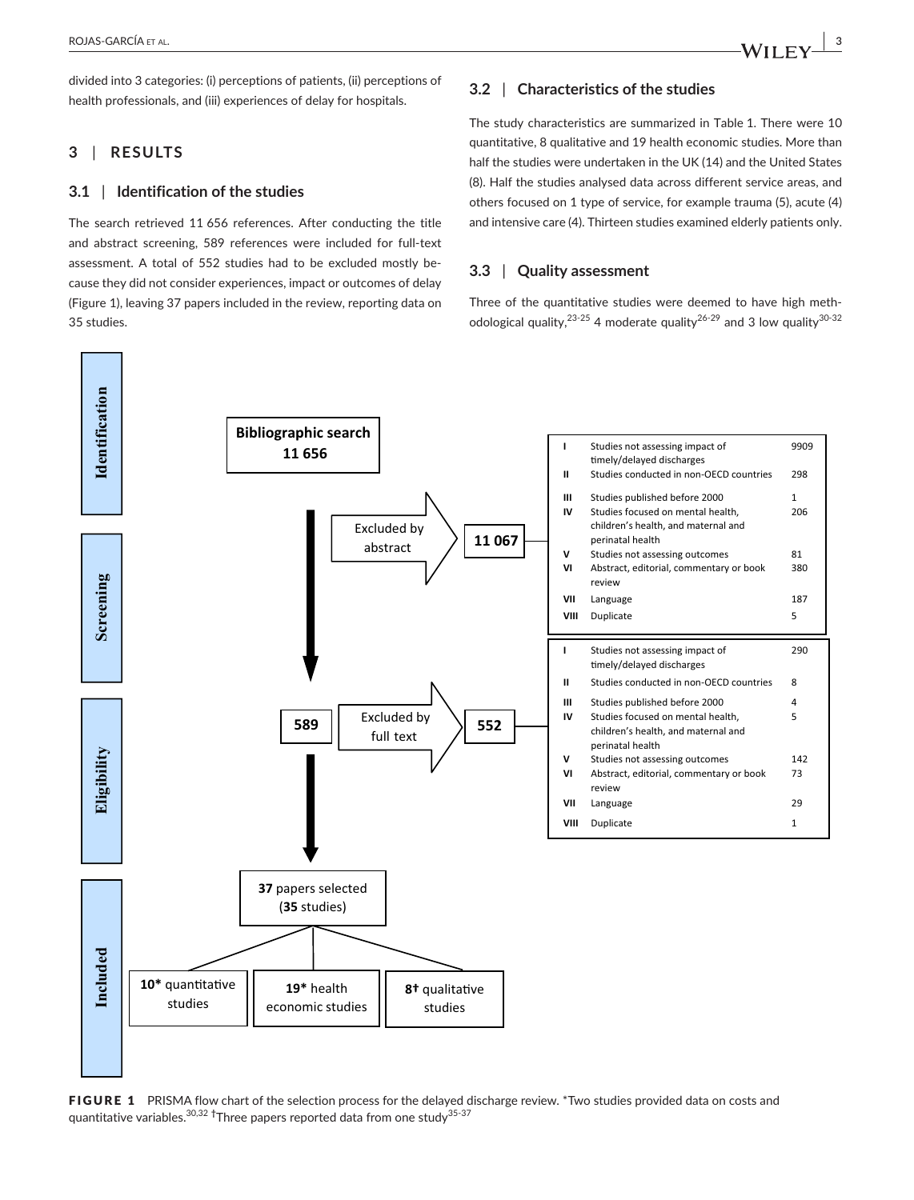divided into 3 categories: (i) perceptions of patients, (ii) perceptions of health professionals, and (iii) experiences of delay for hospitals.

## 3 | RESULTS

### 3.1 | Identification of the studies

The search retrieved 11 656 references. After conducting the title and abstract screening, 589 references were included for full-text assessment. A total of 552 studies had to be excluded mostly because they did not consider experiences, impact or outcomes of delay (Figure 1), leaving 37 papers included in the review, reporting data on 35 studies.

### 3.2 | Characteristics of the studies

The study characteristics are summarized in Table 1. There were 10 quantitative, 8 qualitative and 19 health economic studies. More than half the studies were undertaken in the UK (14) and the United States (8). Half the studies analysed data across different service areas, and others focused on 1 type of service, for example trauma (5), acute (4) and intensive care (4). Thirteen studies examined elderly patients only.

### 3.3 | Quality assessment

Three of the quantitative studies were deemed to have high methodological quality,[23-25] 4 moderate quality[26-29] and 3 low quality[30-32]

**Identification**

Bibliographic search 11 656

**Screening**

Excluded by abstract: 11 067

| | Reason | n |
|---|---|---|
| I | Studies not assessing impact of timely/delayed discharges | 9909 |
| II | Studies conducted in non-OECD countries | 298 |
| III | Studies published before 2000 | 1 |
| IV | Studies focused on mental health, children's health, and maternal and perinatal health | 206 |
| V | Studies not assessing outcomes | 81 |
| VI | Abstract, editorial, commentary or book review | 380 |
| VII | Language | 187 |
| VIII | Duplicate | 5 |

**Eligibility**

589

Excluded by full text: 552

| | Reason | n |
|---|---|---|
| I | Studies not assessing impact of timely/delayed discharges | 290 |
| II | Studies conducted in non-OECD countries | 8 |
| III | Studies published before 2000 | 4 |
| IV | Studies focused on mental health, children's health, and maternal and perinatal health | 5 |
| V | Studies not assessing outcomes | 142 |
| VI | Abstract, editorial, commentary or book review | 73 |
| VII | Language | 29 |
| VIII | Duplicate | 1 |

**Included**

**37** papers selected (**35** studies)

- **10*** quantitative studies
- **19*** health economic studies
- **8†** qualitative studies

**FIGURE 1** PRISMA flow chart of the selection process for the delayed discharge review. *Two studies provided data on costs and quantitative variables.[30,32] †Three papers reported data from one study[35-37]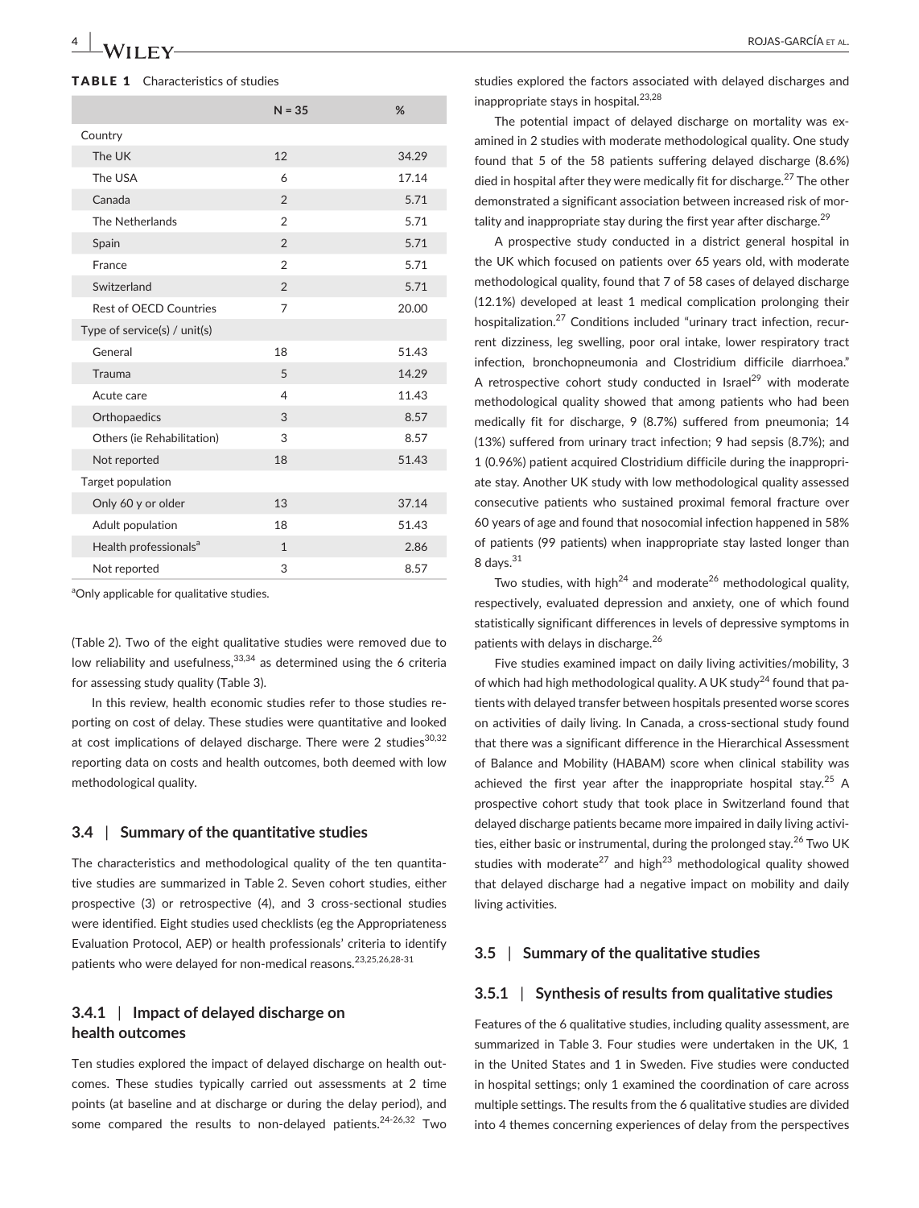**TABLE 1** Characteristics of studies

| | N = 35 | % |
|---|---|---|
| Country | | |
| The UK | 12 | 34.29 |
| The USA | 6 | 17.14 |
| Canada | 2 | 5.71 |
| The Netherlands | 2 | 5.71 |
| Spain | 2 | 5.71 |
| France | 2 | 5.71 |
| Switzerland | 2 | 5.71 |
| Rest of OECD Countries | 7 | 20.00 |
| Type of service(s) / unit(s) | | |
| General | 18 | 51.43 |
| Trauma | 5 | 14.29 |
| Acute care | 4 | 11.43 |
| Orthopaedics | 3 | 8.57 |
| Others (ie Rehabilitation) | 3 | 8.57 |
| Not reported | 18 | 51.43 |
| Target population | | |
| Only 60 y or older | 13 | 37.14 |
| Adult population | 18 | 51.43 |
| Health professionals[a] | 1 | 2.86 |
| Not reported | 3 | 8.57 |

[a]Only applicable for qualitative studies.

(Table 2). Two of the eight qualitative studies were removed due to low reliability and usefulness,[33,34] as determined using the 6 criteria for assessing study quality (Table 3).

In this review, health economic studies refer to those studies reporting on cost of delay. These studies were quantitative and looked at cost implications of delayed discharge. There were 2 studies[30,32] reporting data on costs and health outcomes, both deemed with low methodological quality.

### 3.4 | Summary of the quantitative studies

The characteristics and methodological quality of the ten quantitative studies are summarized in Table 2. Seven cohort studies, either prospective (3) or retrospective (4), and 3 cross-sectional studies were identified. Eight studies used checklists (eg the Appropriateness Evaluation Protocol, AEP) or health professionals' criteria to identify patients who were delayed for non-medical reasons.[23,25,26,28-31]

#### 3.4.1 | Impact of delayed discharge on health outcomes

Ten studies explored the impact of delayed discharge on health outcomes. These studies typically carried out assessments at 2 time points (at baseline and at discharge or during the delay period), and some compared the results to non-delayed patients.[24-26,32] Two studies explored the factors associated with delayed discharges and inappropriate stays in hospital.[23,28]

The potential impact of delayed discharge on mortality was examined in 2 studies with moderate methodological quality. One study found that 5 of the 58 patients suffering delayed discharge (8.6%) died in hospital after they were medically fit for discharge.[27] The other demonstrated a significant association between increased risk of mortality and inappropriate stay during the first year after discharge.[29]

A prospective study conducted in a district general hospital in the UK which focused on patients over 65 years old, with moderate methodological quality, found that 7 of 58 cases of delayed discharge (12.1%) developed at least 1 medical complication prolonging their hospitalization.[27] Conditions included "urinary tract infection, recurrent dizziness, leg swelling, poor oral intake, lower respiratory tract infection, bronchopneumonia and Clostridium difficile diarrhoea." A retrospective cohort study conducted in Israel[29] with moderate methodological quality showed that among patients who had been medically fit for discharge, 9 (8.7%) suffered from pneumonia; 14 (13%) suffered from urinary tract infection; 9 had sepsis (8.7%); and 1 (0.96%) patient acquired Clostridium difficile during the inappropriate stay. Another UK study with low methodological quality assessed consecutive patients who sustained proximal femoral fracture over 60 years of age and found that nosocomial infection happened in 58% of patients (99 patients) when inappropriate stay lasted longer than 8 days.[31]

Two studies, with high[24] and moderate[26] methodological quality, respectively, evaluated depression and anxiety, one of which found statistically significant differences in levels of depressive symptoms in patients with delays in discharge.[26]

Five studies examined impact on daily living activities/mobility, 3 of which had high methodological quality. A UK study[24] found that patients with delayed transfer between hospitals presented worse scores on activities of daily living. In Canada, a cross-sectional study found that there was a significant difference in the Hierarchical Assessment of Balance and Mobility (HABAM) score when clinical stability was achieved the first year after the inappropriate hospital stay.[25] A prospective cohort study that took place in Switzerland found that delayed discharge patients became more impaired in daily living activities, either basic or instrumental, during the prolonged stay.[26] Two UK studies with moderate[27] and high[23] methodological quality showed that delayed discharge had a negative impact on mobility and daily living activities.

### 3.5 | Summary of the qualitative studies

#### 3.5.1 | Synthesis of results from qualitative studies

Features of the 6 qualitative studies, including quality assessment, are summarized in Table 3. Four studies were undertaken in the UK, 1 in the United States and 1 in Sweden. Five studies were conducted in hospital settings; only 1 examined the coordination of care across multiple settings. The results from the 6 qualitative studies are divided into 4 themes concerning experiences of delay from the perspectives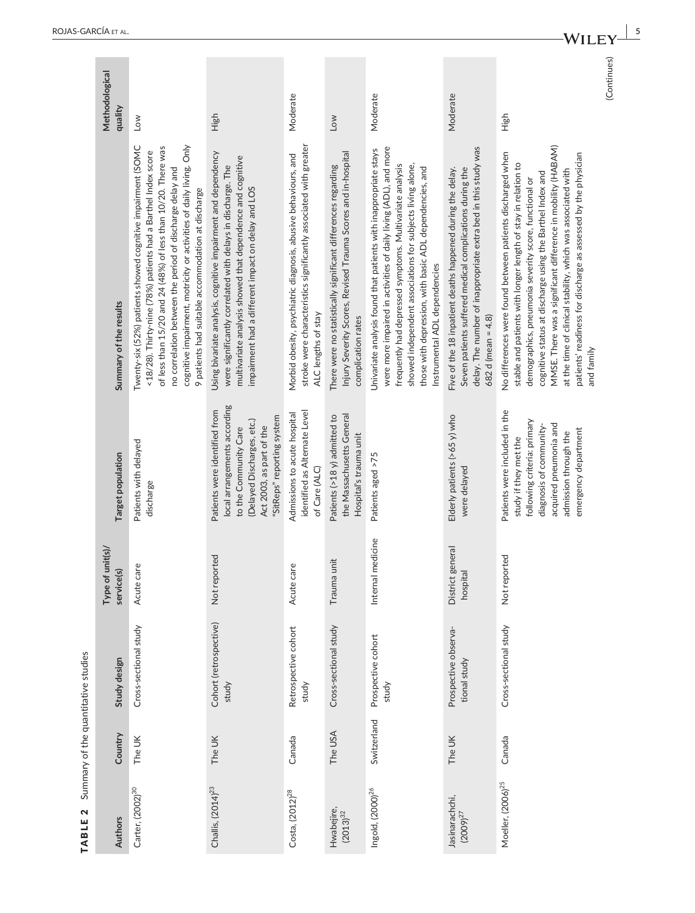**TABLE 2** Summary of the quantitative studies

| Authors | Country | Study design | Type of unit(s)/service(s) | Target population | Summary of the results | Methodological quality |
|---|---|---|---|---|---|---|
| Carter, (2002)[30] | The UK | Cross-sectional study | Acute care | Patients with delayed discharge | Twenty-six (52%) patients showed cognitive impairment (SOMC <18/28). Thirty-nine (78%) patients had a Barthel Index score of less than 15/20 and 24 (48%) of less than 10/20. There was no correlation between the period of discharge delay and cognitive impairment, motricity or activities of daily living. Only 9 patients had suitable accommodation at discharge | Low |
| Challis, (2014)[23] | The UK | Cohort (retrospective) study | Not reported | Patients were identified from local arrangements according to the Community Care (Delayed Discharges, etc.) Act 2003, as part of the "SitReps" reporting system | Using bivariate analysis, cognitive impairment and dependency were significantly correlated with delays in discharge. The multivariate analysis showed that dependence and cognitive impairment had a different impact on delay and LOS | High |
| Costa, (2012)[28] | Canada | Retrospective cohort study | Acute care | Admissions to acute hospital identified as Alternate Level of Care (ALC) | Morbid obesity, psychiatric diagnosis, abusive behaviours, and stroke were characteristics significantly associated with greater ALC lengths of stay | Moderate |
| Hwabejire, (2013)[32] | The USA | Cross-sectional study | Trauma unit | Patients (>18 y) admitted to the Massachusetts General Hospital's trauma unit | There were no statistically significant differences regarding Injury Severity Scores, Revised Trauma Scores and in-hospital complication rates | Low |
| Ingold, (2000)[26] | Switzerland | Prospective cohort study | Internal medicine | Patients aged >75 | Univariate analysis found that patients with inappropriate stays were more impaired in activities of daily living (ADL), and more frequently had depressed symptoms. Multivariate analysis showed independent associations for subjects living alone, those with depression, with basic ADL dependencies, and Instrumental ADL dependencies | Moderate |
| Jasinarachchi, (2009)[27] | The UK | Prospective observational study | District general hospital | Elderly patients (>65 y) who were delayed | Five of the 18 inpatient deaths happened during the delay. Seven patients suffered medical complications during the delay. The number of inappropriate extra bed in this study was 682 d (mean = 4.8) | Moderate |
| Moeller, (2006)[25] | Canada | Cross-sectional study | Not reported | Patients were included in the study if they met the following criteria: primary diagnosis of community-acquired pneumonia and admission through the emergency department | No differences were found between patients discharged when stable and patients with longer length of stay in relation to demographics, pneumonia severity score, functional or cognitive status at discharge using the Barthel Index and MMSE. There was a significant difference in mobility (HABAM) at the time of clinical stability, which was associated with patients' readiness for discharge as assessed by the physician and family | High |

(Continues)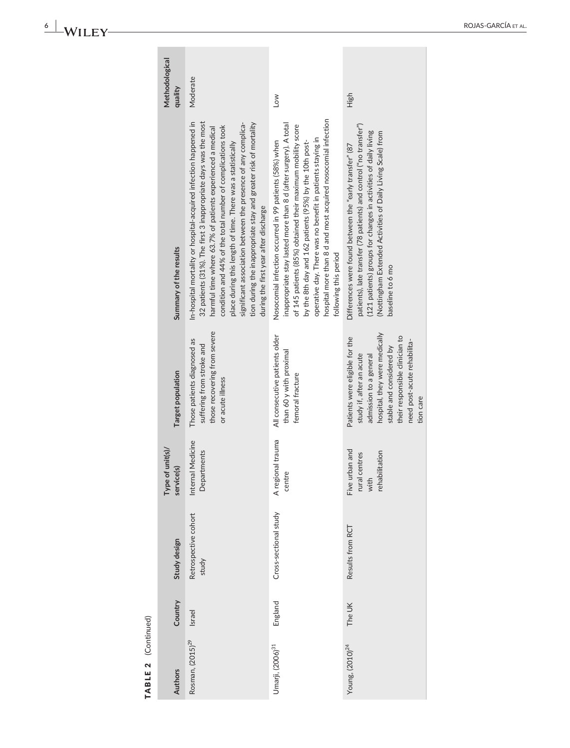**TABLE 2** (Continued)

| Authors | Country | Study design | Type of unit(s)/ service(s) | Target population | Summary of the results | Methodological quality |
|---|---|---|---|---|---|---|
| Rosman, (2015)[29] | Israel | Retrospective cohort study | Internal Medicine Departments | Those patients diagnosed as suffering from stroke and those recovering from severe or acute illness | In-hospital mortality or hospital-acquired infection happened in 32 patients (31%). The first 3 inappropriate days was the most harmful time where 63.7% of patients experienced a medical condition and 44% of the total number of complications took place during this length of time. There was a statistically significant association between the presence of any complication during the inappropriate stay and greater risk of mortality during the first year after discharge | Moderate |
| Umarji, (2006)[31] | England | Cross-sectional study | A regional trauma centre | All consecutive patients older than 60 y with proximal femoral fracture | Nosocomial infection occurred in 99 patients (58%) when inappropriate stay lasted more than 8 d (after surgery). A total of 145 patients (85%) obtained their maximum mobility score by the 8th day and 162 patients (95%) by the 10th post-operative day. There was no benefit in patients staying in hospital more than 8 d and most acquired nosocomial infection following this period | Low |
| Young, (2010)[24] | The UK | Results from RCT | Five urban and rural centres with rehabilitation | Patients were eligible for the study if, after an acute admission to a general hospital, they were medically stable and considered by their responsible clinician to need post-acute rehabilitation care | Differences were found between the "early transfer" (87 patients), late transfer (78 patients) and control ("no transfer") (121 patients) groups for changes in activities of daily living (Nottingham Extended Activities of Daily Living Scale) from baseline to 6 mo | High |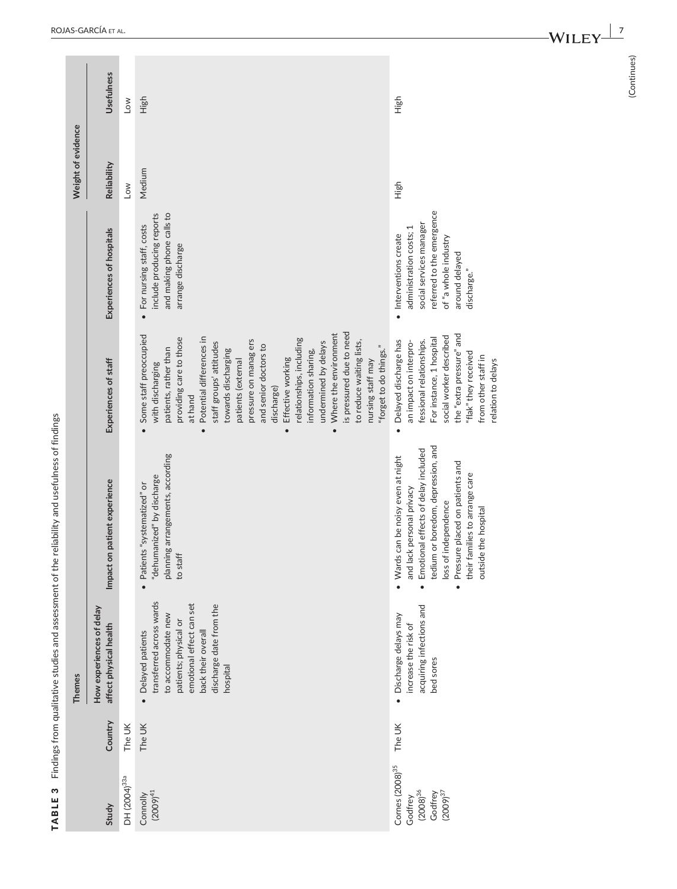**TABLE 3** Findings from qualitative studies and assessment of the reliability and usefulness of findings

| Study | Country | Themes | | | | Weight of evidence | |
|---|---|---|---|---|---|---|---|
| | | How experiences of delay affect physical health | Impact on patient experience | Experiences of staff | Experiences of hospitals | Reliability | Usefulness |
| DH (2004)[33a] | The UK | | | | | Low | Low |
| Connolly (2009)[41] | The UK | • Delayed patients transferred across wards to accommodate new patients; physical or emotional effect can set back their overall discharge date from the hospital | • Patients "systematized" or "dehumanized" by discharge planning arrangements, according to staff | • Some staff preoccupied with discharging patients, rather than providing care to those at hand<br>• Potential differences in staff groups' attitudes towards discharging patients (external pressure on manag ers and senior doctors to discharge)<br>• Effective working relationships, including information sharing, undermined by delays<br>• Where the environment is pressured due to need to reduce waiting lists, nursing staff may "forget to do things." | • For nursing staff, costs include producing reports and making phone calls to arrange discharge | Medium | High |
| Cornes (2008)[35]<br>Godfrey (2008)[36]<br>Godfrey (2009)[37] | The UK | • Discharge delays may increase the risk of acquiring infections and bed sores | • Wards can be noisy even at night and lack personal privacy<br>• Emotional effects of delay included tedium or boredom, depression, and loss of independence<br>• Pressure placed on patients and their families to arrange care outside the hospital | • Delayed discharge has an impact on interpro-fessional relationships. For instance, 1 hospital social worker described the "extra pressure" and "flak" they received from other staff in relation to delays | • Interventions create administration costs; 1 social services manager referred to the emergence of "a whole industry around delayed discharge." | High | High |

(Continues)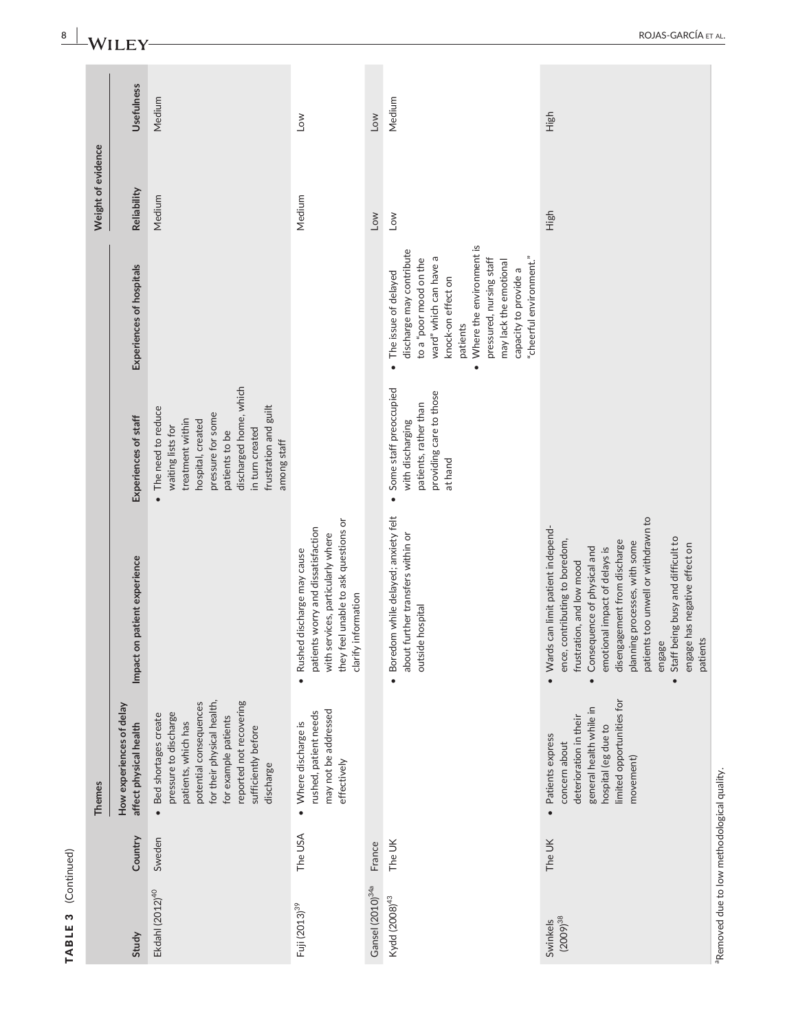**TABLE 3** (Continued)

| Study | Country | Themes | | | | Weight of evidence | |
|---|---|---|---|---|---|---|---|
| | | How experiences of delay affect physical health | Impact on patient experience | Experiences of staff | Experiences of hospitals | Reliability | Usefulness |
| Ekdahl (2012)[40] | Sweden | • Bed shortages create pressure to discharge patients, which has potential consequences for their physical health, for example patients reported not recovering sufficiently before discharge | | • The need to reduce waiting lists for treatment within hospital, created pressure for some patients to be discharged home, which in turn created frustration and guilt among staff | | Medium | Medium |
| Fuji (2013)[39] | The USA | • Where discharge is rushed, patient needs may not be addressed effectively | • Rushed discharge may cause patients worry and dissatisfaction with services, particularly where they feel unable to ask questions or clarify information | | | Medium | Low |
| Gansel (2010)[34a] | France | | | | | Low | Low |
| Kydd (2008)[43] | The UK | | • Boredom while delayed; anxiety felt about further transfers within or outside hospital | • Some staff preoccupied with discharging patients, rather than providing care to those at hand | • The issue of delayed discharge may contribute to a "poor mood on the ward" which can have a knock-on effect on patients<br>• Where the environment is pressured, nursing staff may lack the emotional capacity to provide a "cheerful environment." | Low | Medium |
| Swinkels (2009)[38] | The UK | • Patients express concern about deterioration in their general health while in hospital (eg due to limited opportunities for movement) | • Wards can limit patient independence, contributing to boredom, frustration, and low mood<br>• Consequence of physical and emotional impact of delays is disengagement from discharge planning processes, with some patients too unwell or withdrawn to engage<br>• Staff being busy and difficult to engage has negative effect on patients | | | High | High |

[a]Removed due to low methodological quality.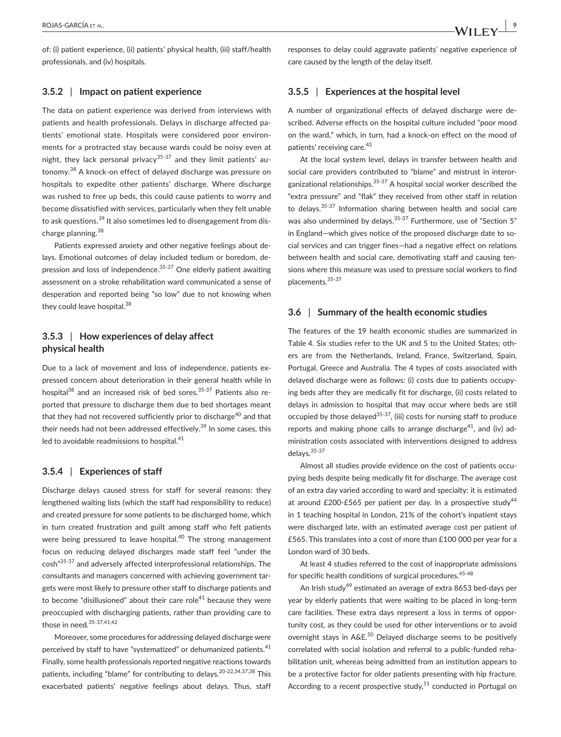of: (i) patient experience, (ii) patients' physical health, (iii) staff/health professionals, and (iv) hospitals.

### 3.5.2 | Impact on patient experience

The data on patient experience was derived from interviews with patients and health professionals. Delays in discharge affected patients' emotional state. Hospitals were considered poor environments for a protracted stay because wards could be noisy even at night, they lack personal privacy[35-37] and they limit patients' autonomy.[38] A knock-on effect of delayed discharge was pressure on hospitals to expedite other patients' discharge. Where discharge was rushed to free up beds, this could cause patients to worry and become dissatisfied with services, particularly when they felt unable to ask questions.[39] It also sometimes led to disengagement from discharge planning.[38]

Patients expressed anxiety and other negative feelings about delays. Emotional outcomes of delay included tedium or boredom, depression and loss of independence.[35-37] One elderly patient awaiting assessment on a stroke rehabilitation ward communicated a sense of desperation and reported being "so low" due to not knowing when they could leave hospital.[38]

### 3.5.3 | How experiences of delay affect physical health

Due to a lack of movement and loss of independence, patients expressed concern about deterioration in their general health while in hospital[38] and an increased risk of bed sores.[35-37] Patients also reported that pressure to discharge them due to bed shortages meant that they had not recovered sufficiently prior to discharge[40] and that their needs had not been addressed effectively.[39] In some cases, this led to avoidable readmissions to hospital.[41]

### 3.5.4 | Experiences of staff

Discharge delays caused stress for staff for several reasons: they lengthened waiting lists (which the staff had responsibility to reduce) and created pressure for some patients to be discharged home, which in turn created frustration and guilt among staff who felt patients were being pressured to leave hospital.[40] The strong management focus on reducing delayed discharges made staff feel "under the cosh"[35-37] and adversely affected interprofessional relationships. The consultants and managers concerned with achieving government targets were most likely to pressure other staff to discharge patients and to become "disillusioned" about their care role[41] because they were preoccupied with discharging patients, rather than providing care to those in need.[35-37,41,42]

Moreover, some procedures for addressing delayed discharge were perceived by staff to have "systematized" or dehumanized patients.[41] Finally, some health professionals reported negative reactions towards patients, including "blame" for contributing to delays.[20-22,34,37,38] This exacerbated patients' negative feelings about delays. Thus, staff responses to delay could aggravate patients' negative experience of care caused by the length of the delay itself.

### 3.5.5 | Experiences at the hospital level

A number of organizational effects of delayed discharge were described. Adverse effects on the hospital culture included "poor mood on the ward," which, in turn, had a knock-on effect on the mood of patients' receiving care.[43]

At the local system level, delays in transfer between health and social care providers contributed to "blame" and mistrust in interorganizational relationships.[35-37] A hospital social worker described the "extra pressure" and "flak" they received from other staff in relation to delays.[35-37] Information sharing between health and social care was also undermined by delays.[35-37] Furthermore, use of "Section 5" in England—which gives notice of the proposed discharge date to social services and can trigger fines—had a negative effect on relations between health and social care, demotivating staff and causing tensions where this measure was used to pressure social workers to find placements.[35-37]

## 3.6 | Summary of the health economic studies

The features of the 19 health economic studies are summarized in Table 4. Six studies refer to the UK and 5 to the United States; others are from the Netherlands, Ireland, France, Switzerland, Spain, Portugal, Greece and Australia. The 4 types of costs associated with delayed discharge were as follows: (i) costs due to patients occupying beds after they are medically fit for discharge, (ii) costs related to delays in admission to hospital that may occur where beds are still occupied by those delayed[35-37], (iii) costs for nursing staff to produce reports and making phone calls to arrange discharge[41], and (iv) administration costs associated with interventions designed to address delays.[35-37]

Almost all studies provide evidence on the cost of patients occupying beds despite being medically fit for discharge. The average cost of an extra day varied according to ward and specialty: it is estimated at around £200-£565 per patient per day. In a prospective study[44] in 1 teaching hospital in London, 21% of the cohort's inpatient stays were discharged late, with an estimated average cost per patient of £565. This translates into a cost of more than £100 000 per year for a London ward of 30 beds.

At least 4 studies referred to the cost of inappropriate admissions for specific health conditions of surgical procedures.[45-48]

An Irish study[49] estimated an average of extra 8653 bed-days per year by elderly patients that were waiting to be placed in long-term care facilities. These extra days represent a loss in terms of opportunity cost, as they could be used for other interventions or to avoid overnight stays in A&E.[50] Delayed discharge seems to be positively correlated with social isolation and referral to a public-funded rehabilitation unit, whereas being admitted from an institution appears to be a protective factor for older patients presenting with hip fracture. According to a recent prospective study,[51] conducted in Portugal on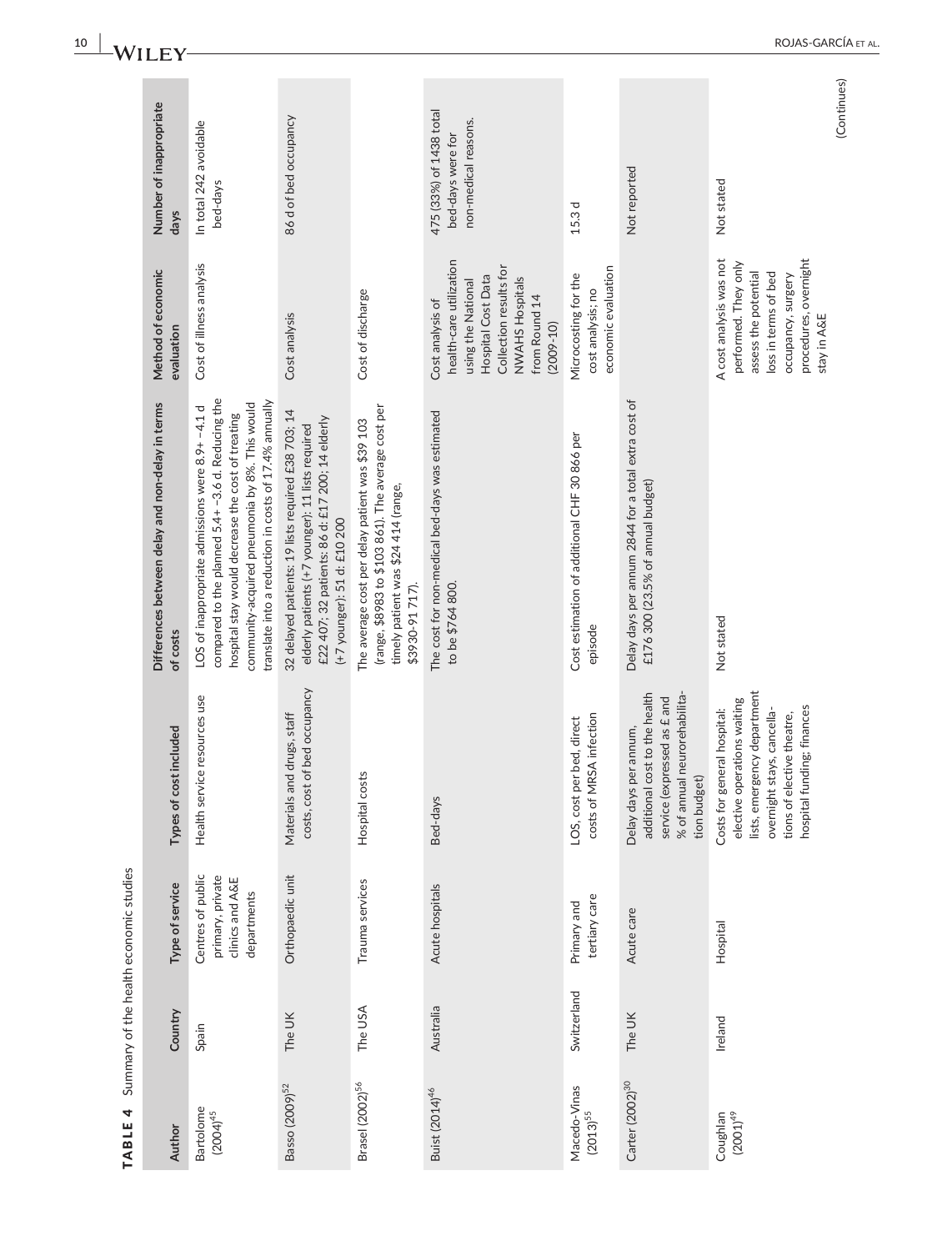**TABLE 4** Summary of the health economic studies

| Author | Country | Type of service | Types of cost included | Differences between delay and non-delay in terms of costs | Method of economic evaluation | Number of inappropriate days |
|---|---|---|---|---|---|---|
| Bartolome (2004)[45] | Spain | Centres of public primary, private clinics and A&E departments | Health service resources use | LOS of inappropriate admissions were 8.9+ −4.1 d compared to the planned 5.4+ −3.6 d. Reducing the hospital stay would decrease the cost of treating community-acquired pneumonia by 8%. This would translate into a reduction in costs of 17.4% annually | Cost of illness analysis | In total 242 avoidable bed-days |
| Basso (2009)[52] | The UK | Orthopaedic unit | Materials and drugs, staff costs, cost of bed occupancy | 32 delayed patients: 19 lists required £38 703; 14 elderly patients (+7 younger): 11 lists required £22 407; 32 patients: 86 d: £17 200; 14 elderly (+7 younger): 51 d: £10 200 | Cost analysis | 86 d of bed occupancy |
| Brasel (2002)[56] | The USA | Trauma services | Hospital costs | The average cost per delay patient was $39 103 (range, $8983 to $103 861). The average cost per timely patient was $24 414 (range, $3930-91 717). | Cost of discharge | |
| Buist (2014)[46] | Australia | Acute hospitals | Bed-days | The cost for non-medical bed-days was estimated to be $764 800. | Cost analysis of health-care utilization using the National Hospital Cost Data Collection results for NWAHS Hospitals from Round 14 (2009-10) | 475 (33%) of 1438 total bed-days were for non-medical reasons. |
| Macedo-Viñas (2013)[55] | Switzerland | Primary and tertiary care | LOS, cost per bed, direct costs of MRSA infection | Cost estimation of additional CHF 30 866 per episode | Microcosting for the cost analysis; no economic evaluation | 15.3 d |
| Carter (2002)[30] | The UK | Acute care | Delay days per annum, additional cost to the health service (expressed as £ and % of annual neurorehabilitation budget) | Delay days per annum 2844 for a total extra cost of £176 300 (23.5% of annual budget) | | Not reported |
| Coughlan (2001)[49] | Ireland | Hospital | Costs for general hospital: elective operations waiting lists, emergency department overnight stays, cancellations of elective theatre, hospital funding; finances | Not stated | A cost analysis was not performed. They only assess the potential loss in terms of bed occupancy, surgery procedures, overnight stay in A&E | Not stated |

(Continues)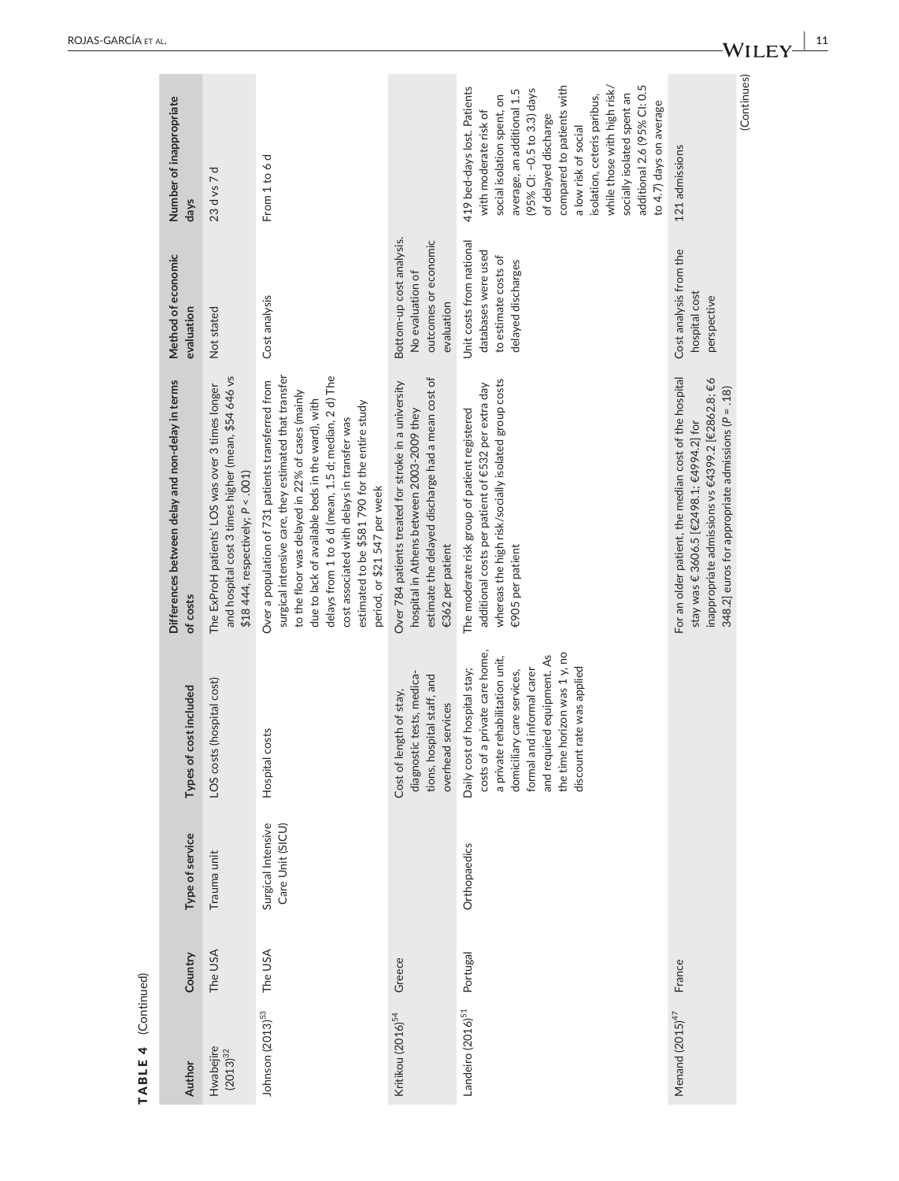**TABLE 4** (Continued)

| Author | Country | Type of service | Types of cost included | Differences between delay and non-delay in terms of costs | Method of economic evaluation | Number of inappropriate days |
|---|---|---|---|---|---|---|
| Hwabejire (2013)[32] | The USA | Trauma unit | LOS costs (hospital cost) | The ExProH patients' LOS was over 3 times longer and hospital cost 3 times higher (mean, \$54 646 vs \$18 444, respectively; $P < .001$) | Not stated | 23 d vs 7 d |
| Johnson (2013)[53] | The USA | Surgical Intensive Care Unit (SICU) | Hospital costs | Over a population of 731 patients transferred from surgical intensive care, they estimated that transfer to the floor was delayed in 22% of cases (mainly due to lack of available beds in the ward), with delays from 1 to 6 d (mean, 1.5 d; median, 2 d) The cost associated with delays in transfer was estimated to be \$581 790 for the entire study period, or \$21 547 per week | Cost analysis | From 1 to 6 d |
| Kritikou (2016)[54] | Greece | | Cost of length of stay, diagnostic tests, medications, hospital staff, and overhead services | Over 784 patients treated for stroke in a university hospital in Athens between 2003-2009 they estimate the delayed discharge had a mean cost of €362 per patient | Bottom-up cost analysis. No evaluation of outcomes or economic evaluation | |
| Landeiro (2016)[51] | Portugal | Orthopaedics | Daily cost of hospital stay; costs of a private care home, a private rehabilitation unit, domiciliary care services, formal and informal carer and required equipment. As the time horizon was 1 y, no discount rate was applied | The moderate risk group of patient registered additional costs per patient of €532 per extra day whereas the high risk/socially isolated group costs €905 per patient | Unit costs from national databases were used to estimate costs of delayed discharges | 419 bed-days lost. Patients with moderate risk of social isolation spent, on average, an additional 1.5 (95% CI: −0.5 to 3.3) days of delayed discharge compared to patients with a low risk of social isolation, ceteris paribus, while those with high risk/socially isolated spent an additional 2.6 (95% CI: 0.5 to 4.7) days on average |
| Menand (2015)[47] | France | | | For an older patient, the median cost of the hospital stay was € 3606.5 [€2498.1; €4994.2] for inappropriate admissions vs €4399.2 [€2862.8; €6 348.2] euros for appropriate admissions ($P = .18$) | Cost analysis from the hospital cost perspective | 121 admissions |

(Continues)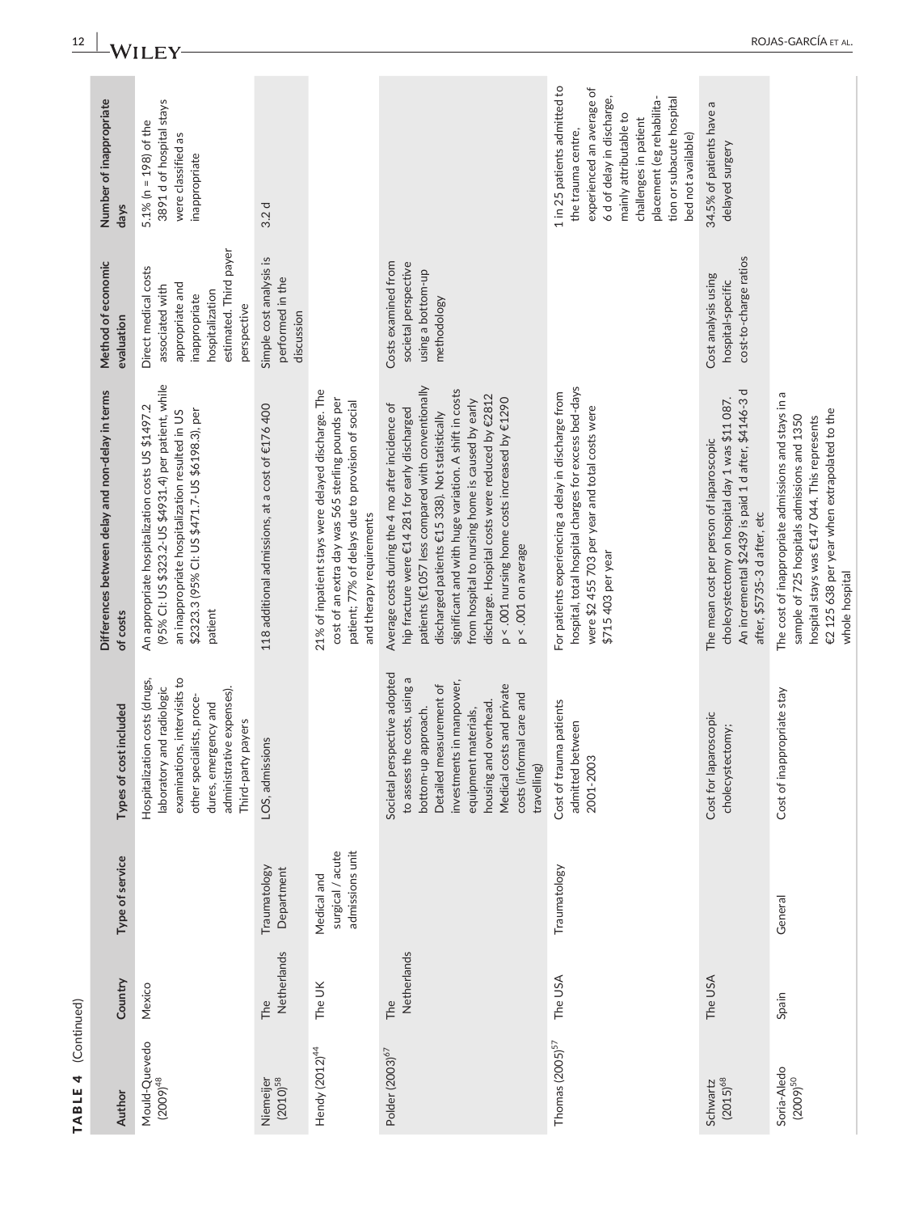**TABLE 4** (Continued)

| Author | Country | Type of service | Types of cost included | Differences between delay and non-delay in terms of costs | Method of economic evaluation | Number of inappropriate days |
|---|---|---|---|---|---|---|
| Mould-Quevedo (2009)[48] | Mexico | | Hospitalization costs (drugs, laboratory and radiologic examinations, intervisits to other specialists, procedures, emergency and administrative expenses). Third-party payers | An appropriate hospitalization costs US $1497.2 (95% CI: US $323.2-US $4931.4) per patient, while an inappropriate hospitalization resulted in US $2323.3 (95% CI: US $471.7-US $6198.3), per patient | Direct medical costs associated with appropriate and inappropriate hospitalization estimated. Third payer perspective | 5.1% (n = 198) of the 3891 d of hospital stays were classified as inappropriate |
| Niemeijer (2010)[58] | The Netherlands | Traumatology Department | LOS, admissions | 118 additional admissions, at a cost of €176 400 | Simple cost analysis is performed in the discussion | 3.2 d |
| Hendy (2012)[44] | The UK | Medical and surgical / acute admissions unit | | 21% of inpatient stays were delayed discharge. The cost of an extra day was 565 sterling pounds per patient; 77% of delays due to provision of social and therapy requirements | | |
| Polder (2003)[67] | The Netherlands | | Societal perspective adopted to assess the costs, using a bottom-up approach. Detailed measurement of investments in manpower, equipment materials, housing and overhead. Medical costs and private costs (informal care and travelling) | Average costs during the 4 mo after incidence of hip fracture were €14 281 for early discharged patients (€1057 less compared with conventionally discharged patients €15 338). Not statistically significant and with huge variation. A shift in costs from hospital to nursing home is caused by early discharge. Hospital costs were reduced by €2812 p < .001 nursing home costs increased by €1290 p < .001 on average | Costs examined from societal perspective using a bottom-up methodology | |
| Thomas (2005)[57] | The USA | Traumatology | Cost of trauma patients admitted between 2001-2003 | For patients experiencing a delay in discharge from hospital, total hospital charges for excess bed-days were $2 455 703 per year and total costs were $715 403 per year | | 1 in 25 patients admitted to the trauma centre, experienced an average of 6 d of delay in discharge, mainly attributable to challenges in patient placement (eg rehabilitation or subacute hospital bed not available) |
| Schwartz (2015)[68] | The USA | | Cost for laparoscopic cholecystectomy; | The mean cost per person of laparoscopic cholecystectomy on hospital day 1 was $11 087. An incremental $2439 is paid 1 d after, $4146-3 d after, $5735-3 d after, etc | Cost analysis using hospital-specific cost-to-charge ratios | 34.5% of patients have a delayed surgery |
| Soria-Aledo (2009)[50] | Spain | General | Cost of inappropriate stay | The cost of inappropriate admissions and stays in a sample of 725 hospitals admissions and 1350 hospital stays was €147 044. This represents €2 125 638 per year when extrapolated to the whole hospital | | |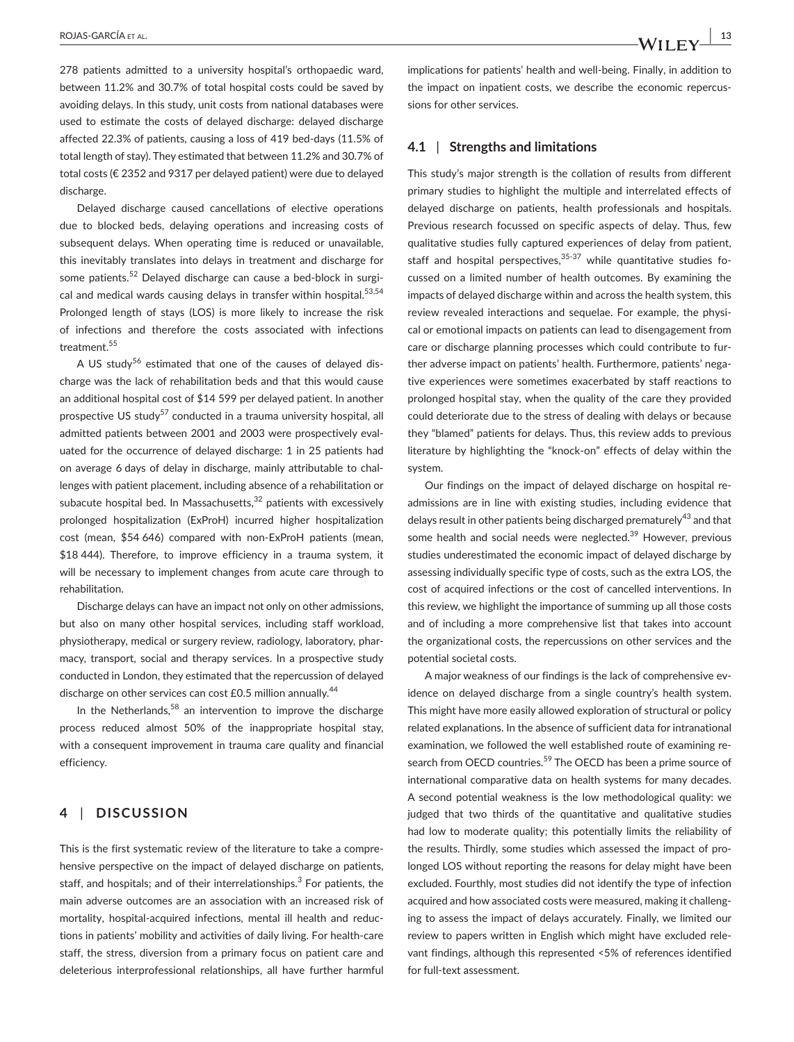278 patients admitted to a university hospital's orthopaedic ward, between 11.2% and 30.7% of total hospital costs could be saved by avoiding delays. In this study, unit costs from national databases were used to estimate the costs of delayed discharge: delayed discharge affected 22.3% of patients, causing a loss of 419 bed-days (11.5% of total length of stay). They estimated that between 11.2% and 30.7% of total costs (€ 2352 and 9317 per delayed patient) were due to delayed discharge.

Delayed discharge caused cancellations of elective operations due to blocked beds, delaying operations and increasing costs of subsequent delays. When operating time is reduced or unavailable, this inevitably translates into delays in treatment and discharge for some patients.[52] Delayed discharge can cause a bed-block in surgical and medical wards causing delays in transfer within hospital.[53,54] Prolonged length of stays (LOS) is more likely to increase the risk of infections and therefore the costs associated with infections treatment.[55]

A US study[56] estimated that one of the causes of delayed discharge was the lack of rehabilitation beds and that this would cause an additional hospital cost of $14 599 per delayed patient. In another prospective US study[57] conducted in a trauma university hospital, all admitted patients between 2001 and 2003 were prospectively evaluated for the occurrence of delayed discharge: 1 in 25 patients had on average 6 days of delay in discharge, mainly attributable to challenges with patient placement, including absence of a rehabilitation or subacute hospital bed. In Massachusetts,[32] patients with excessively prolonged hospitalization (ExProH) incurred higher hospitalization cost (mean, $54 646) compared with non-ExProH patients (mean, $18 444). Therefore, to improve efficiency in a trauma system, it will be necessary to implement changes from acute care through to rehabilitation.

Discharge delays can have an impact not only on other admissions, but also on many other hospital services, including staff workload, physiotherapy, medical or surgery review, radiology, laboratory, pharmacy, transport, social and therapy services. In a prospective study conducted in London, they estimated that the repercussion of delayed discharge on other services can cost £0.5 million annually.[44]

In the Netherlands,[58] an intervention to improve the discharge process reduced almost 50% of the inappropriate hospital stay, with a consequent improvement in trauma care quality and financial efficiency.

## 4 | DISCUSSION

This is the first systematic review of the literature to take a comprehensive perspective on the impact of delayed discharge on patients, staff, and hospitals; and of their interrelationships.[3] For patients, the main adverse outcomes are an association with an increased risk of mortality, hospital-acquired infections, mental ill health and reductions in patients' mobility and activities of daily living. For health-care staff, the stress, diversion from a primary focus on patient care and deleterious interprofessional relationships, all have further harmful implications for patients' health and well-being. Finally, in addition to the impact on inpatient costs, we describe the economic repercussions for other services.

### 4.1 | Strengths and limitations

This study's major strength is the collation of results from different primary studies to highlight the multiple and interrelated effects of delayed discharge on patients, health professionals and hospitals. Previous research focussed on specific aspects of delay. Thus, few qualitative studies fully captured experiences of delay from patient, staff and hospital perspectives,[35-37] while quantitative studies focussed on a limited number of health outcomes. By examining the impacts of delayed discharge within and across the health system, this review revealed interactions and sequelae. For example, the physical or emotional impacts on patients can lead to disengagement from care or discharge planning processes which could contribute to further adverse impact on patients' health. Furthermore, patients' negative experiences were sometimes exacerbated by staff reactions to prolonged hospital stay, when the quality of the care they provided could deteriorate due to the stress of dealing with delays or because they "blamed" patients for delays. Thus, this review adds to previous literature by highlighting the "knock-on" effects of delay within the system.

Our findings on the impact of delayed discharge on hospital readmissions are in line with existing studies, including evidence that delays result in other patients being discharged prematurely[43] and that some health and social needs were neglected.[39] However, previous studies underestimated the economic impact of delayed discharge by assessing individually specific type of costs, such as the extra LOS, the cost of acquired infections or the cost of cancelled interventions. In this review, we highlight the importance of summing up all those costs and of including a more comprehensive list that takes into account the organizational costs, the repercussions on other services and the potential societal costs.

A major weakness of our findings is the lack of comprehensive evidence on delayed discharge from a single country's health system. This might have more easily allowed exploration of structural or policy related explanations. In the absence of sufficient data for intranational examination, we followed the well established route of examining research from OECD countries.[59] The OECD has been a prime source of international comparative data on health systems for many decades. A second potential weakness is the low methodological quality: we judged that two thirds of the quantitative and qualitative studies had low to moderate quality; this potentially limits the reliability of the results. Thirdly, some studies which assessed the impact of prolonged LOS without reporting the reasons for delay might have been excluded. Fourthly, most studies did not identify the type of infection acquired and how associated costs were measured, making it challenging to assess the impact of delays accurately. Finally, we limited our review to papers written in English which might have excluded relevant findings, although this represented <5% of references identified for full-text assessment.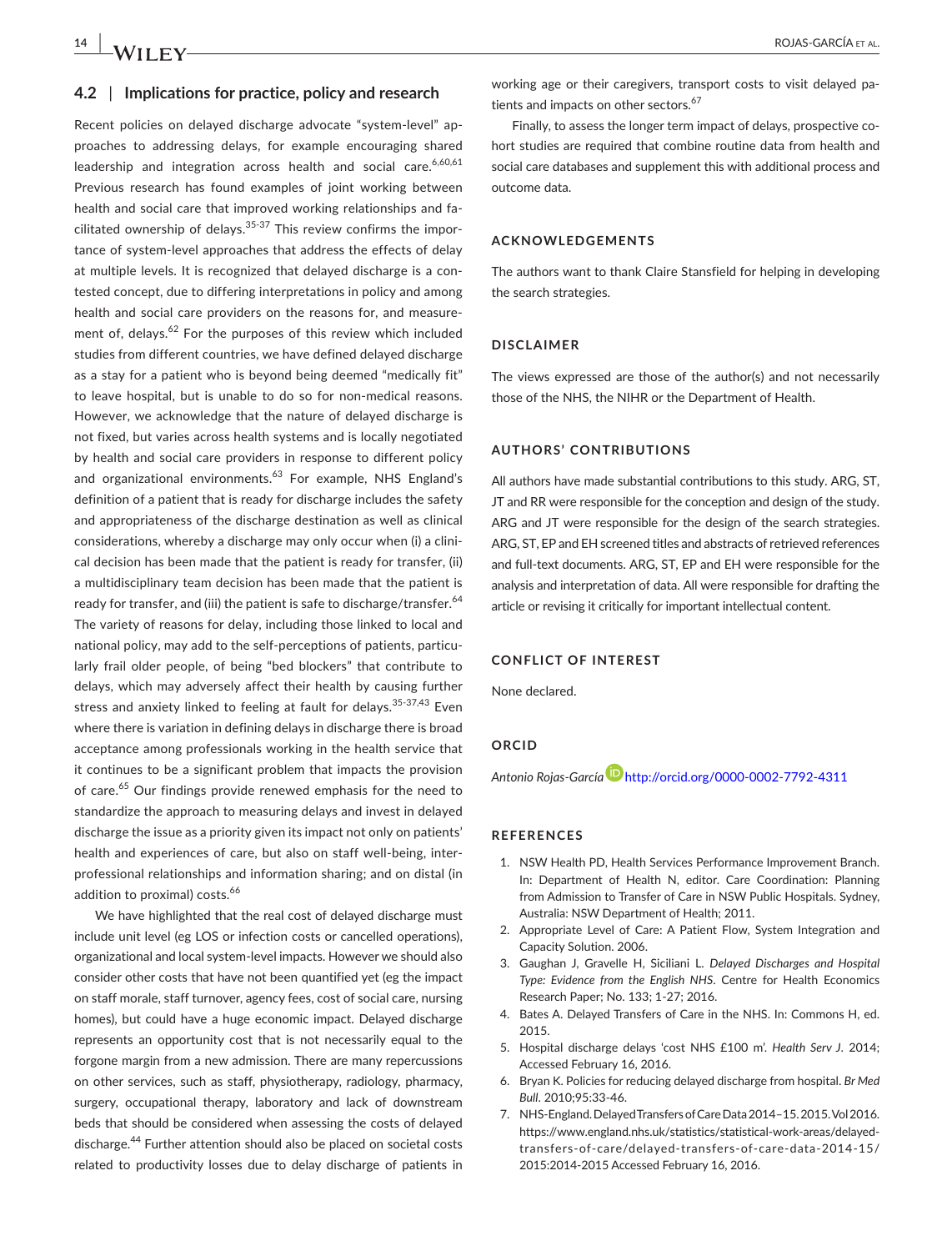## 4.2 | Implications for practice, policy and research

Recent policies on delayed discharge advocate "system-level" approaches to addressing delays, for example encouraging shared leadership and integration across health and social care.[6,60,61] Previous research has found examples of joint working between health and social care that improved working relationships and facilitated ownership of delays.[35-37] This review confirms the importance of system-level approaches that address the effects of delay at multiple levels. It is recognized that delayed discharge is a contested concept, due to differing interpretations in policy and among health and social care providers on the reasons for, and measurement of, delays.[62] For the purposes of this review which included studies from different countries, we have defined delayed discharge as a stay for a patient who is beyond being deemed "medically fit" to leave hospital, but is unable to do so for non-medical reasons. However, we acknowledge that the nature of delayed discharge is not fixed, but varies across health systems and is locally negotiated by health and social care providers in response to different policy and organizational environments.[63] For example, NHS England's definition of a patient that is ready for discharge includes the safety and appropriateness of the discharge destination as well as clinical considerations, whereby a discharge may only occur when (i) a clinical decision has been made that the patient is ready for transfer, (ii) a multidisciplinary team decision has been made that the patient is ready for transfer, and (iii) the patient is safe to discharge/transfer.[64] The variety of reasons for delay, including those linked to local and national policy, may add to the self-perceptions of patients, particularly frail older people, of being "bed blockers" that contribute to delays, which may adversely affect their health by causing further stress and anxiety linked to feeling at fault for delays.[35-37,43] Even where there is variation in defining delays in discharge there is broad acceptance among professionals working in the health service that it continues to be a significant problem that impacts the provision of care.[65] Our findings provide renewed emphasis for the need to standardize the approach to measuring delays and invest in delayed discharge the issue as a priority given its impact not only on patients' health and experiences of care, but also on staff well-being, interprofessional relationships and information sharing; and on distal (in addition to proximal) costs.[66]

We have highlighted that the real cost of delayed discharge must include unit level (eg LOS or infection costs or cancelled operations), organizational and local system-level impacts. However we should also consider other costs that have not been quantified yet (eg the impact on staff morale, staff turnover, agency fees, cost of social care, nursing homes), but could have a huge economic impact. Delayed discharge represents an opportunity cost that is not necessarily equal to the forgone margin from a new admission. There are many repercussions on other services, such as staff, physiotherapy, radiology, pharmacy, surgery, occupational therapy, laboratory and lack of downstream beds that should be considered when assessing the costs of delayed discharge.[44] Further attention should also be placed on societal costs related to productivity losses due to delay discharge of patients in working age or their caregivers, transport costs to visit delayed patients and impacts on other sectors.[67]

Finally, to assess the longer term impact of delays, prospective cohort studies are required that combine routine data from health and social care databases and supplement this with additional process and outcome data.

## ACKNOWLEDGEMENTS

The authors want to thank Claire Stansfield for helping in developing the search strategies.

## DISCLAIMER

The views expressed are those of the author(s) and not necessarily those of the NHS, the NIHR or the Department of Health.

## AUTHORS' CONTRIBUTIONS

All authors have made substantial contributions to this study. ARG, ST, JT and RR were responsible for the conception and design of the study. ARG and JT were responsible for the design of the search strategies. ARG, ST, EP and EH screened titles and abstracts of retrieved references and full-text documents. ARG, ST, EP and EH were responsible for the analysis and interpretation of data. All were responsible for drafting the article or revising it critically for important intellectual content.

## CONFLICT OF INTEREST

None declared.

## ORCID

*Antonio Rojas-García* http://orcid.org/0000-0002-7792-4311

## REFERENCES

1. NSW Health PD, Health Services Performance Improvement Branch. In: Department of Health N, editor. Care Coordination: Planning from Admission to Transfer of Care in NSW Public Hospitals. Sydney, Australia: NSW Department of Health; 2011.
2. Appropriate Level of Care: A Patient Flow, System Integration and Capacity Solution. 2006.
3. Gaughan J, Gravelle H, Siciliani L. *Delayed Discharges and Hospital Type: Evidence from the English NHS*. Centre for Health Economics Research Paper; No. 133; 1-27; 2016.
4. Bates A. Delayed Transfers of Care in the NHS. In: Commons H, ed. 2015.
5. Hospital discharge delays 'cost NHS £100 m'. *Health Serv J*. 2014; Accessed February 16, 2016.
6. Bryan K. Policies for reducing delayed discharge from hospital. *Br Med Bull*. 2010;95:33-46.
7. NHS-England. Delayed Transfers of Care Data 2014–15. 2015. Vol 2016. https://www.england.nhs.uk/statistics/statistical-work-areas/delayed-transfers-of-care/delayed-transfers-of-care-data-2014-15/2015:2014-2015 Accessed February 16, 2016.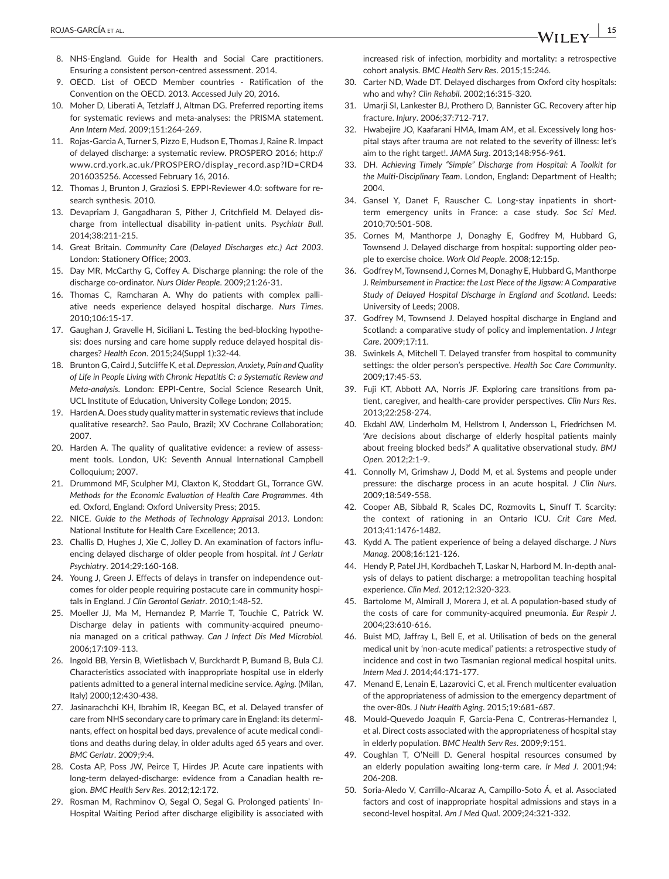8. NHS-England. Guide for Health and Social Care practitioners. Ensuring a consistent person-centred assessment. 2014.
9. OECD. List of OECD Member countries - Ratification of the Convention on the OECD. 2013. Accessed July 20, 2016.
10. Moher D, Liberati A, Tetzlaff J, Altman DG. Preferred reporting items for systematic reviews and meta-analyses: the PRISMA statement. *Ann Intern Med*. 2009;151:264-269.
11. Rojas-Garcia A, Turner S, Pizzo E, Hudson E, Thomas J, Raine R. Impact of delayed discharge: a systematic review. PROSPERO 2016; http://www.crd.york.ac.uk/PROSPERO/display_record.asp?ID=CRD42016035256. Accessed February 16, 2016.
12. Thomas J, Brunton J, Graziosi S. EPPI-Reviewer 4.0: software for research synthesis. 2010.
13. Devapriam J, Gangadharan S, Pither J, Critchfield M. Delayed discharge from intellectual disability in-patient units. *Psychiatr Bull*. 2014;38:211-215.
14. Great Britain. *Community Care (Delayed Discharges etc.) Act 2003*. London: Stationery Office; 2003.
15. Day MR, McCarthy G, Coffey A. Discharge planning: the role of the discharge co-ordinator. *Nurs Older People*. 2009;21:26-31.
16. Thomas C, Ramcharan A. Why do patients with complex palliative needs experience delayed hospital discharge. *Nurs Times*. 2010;106:15-17.
17. Gaughan J, Gravelle H, Siciliani L. Testing the bed-blocking hypothesis: does nursing and care home supply reduce delayed hospital discharges? *Health Econ*. 2015;24(Suppl 1):32-44.
18. Brunton G, Caird J, Sutcliffe K, et al. *Depression, Anxiety, Pain and Quality of Life in People Living with Chronic Hepatitis C: a Systematic Review and Meta-analysis*. London: EPPI-Centre, Social Science Research Unit, UCL Institute of Education, University College London; 2015.
19. Harden A. Does study quality matter in systematic reviews that include qualitative research?. Sao Paulo, Brazil; XV Cochrane Collaboration; 2007.
20. Harden A. The quality of qualitative evidence: a review of assessment tools. London, UK: Seventh Annual International Campbell Colloquium; 2007.
21. Drummond MF, Sculpher MJ, Claxton K, Stoddart GL, Torrance GW. *Methods for the Economic Evaluation of Health Care Programmes*. 4th ed. Oxford, England: Oxford University Press; 2015.
22. NICE. *Guide to the Methods of Technology Appraisal 2013*. London: National Institute for Health Care Excellence; 2013.
23. Challis D, Hughes J, Xie C, Jolley D. An examination of factors influencing delayed discharge of older people from hospital. *Int J Geriatr Psychiatry*. 2014;29:160-168.
24. Young J, Green J. Effects of delays in transfer on independence outcomes for older people requiring postacute care in community hospitals in England. *J Clin Gerontol Geriatr*. 2010;1:48-52.
25. Moeller JJ, Ma M, Hernandez P, Marrie T, Touchie C, Patrick W. Discharge delay in patients with community-acquired pneumonia managed on a critical pathway. *Can J Infect Dis Med Microbiol*. 2006;17:109-113.
26. Ingold BB, Yersin B, Wietlisbach V, Burckhardt P, Bumand B, Bula CJ. Characteristics associated with inappropriate hospital use in elderly patients admitted to a general internal medicine service. *Aging*. (Milan, Italy) 2000;12:430-438.
27. Jasinarachchi KH, Ibrahim IR, Keegan BC, et al. Delayed transfer of care from NHS secondary care to primary care in England: its determinants, effect on hospital bed days, prevalence of acute medical conditions and deaths during delay, in older adults aged 65 years and over. *BMC Geriatr*. 2009;9:4.
28. Costa AP, Poss JW, Peirce T, Hirdes JP. Acute care inpatients with long-term delayed-discharge: evidence from a Canadian health region. *BMC Health Serv Res*. 2012;12:172.
29. Rosman M, Rachminov O, Segal O, Segal G. Prolonged patients' In-Hospital Waiting Period after discharge eligibility is associated with increased risk of infection, morbidity and mortality: a retrospective cohort analysis. *BMC Health Serv Res*. 2015;15:246.
30. Carter ND, Wade DT. Delayed discharges from Oxford city hospitals: who and why? *Clin Rehabil*. 2002;16:315-320.
31. Umarji SI, Lankester BJ, Prothero D, Bannister GC. Recovery after hip fracture. *Injury*. 2006;37:712-717.
32. Hwabejire JO, Kaafarani HMA, Imam AM, et al. Excessively long hospital stays after trauma are not related to the severity of illness: let's aim to the right target!. *JAMA Surg*. 2013;148:956-961.
33. DH. *Achieving Timely "Simple" Discharge from Hospital: A Toolkit for the Multi-Disciplinary Team*. London, England: Department of Health; 2004.
34. Gansel Y, Danet F, Rauscher C. Long-stay inpatients in short-term emergency units in France: a case study. *Soc Sci Med*. 2010;70:501-508.
35. Cornes M, Manthorpe J, Donaghy E, Godfrey M, Hubbard G, Townsend J. Delayed discharge from hospital: supporting older people to exercise choice. *Work Old People*. 2008;12:15p.
36. Godfrey M, Townsend J, Cornes M, Donaghy E, Hubbard G, Manthorpe J. *Reimbursement in Practice: the Last Piece of the Jigsaw: A Comparative Study of Delayed Hospital Discharge in England and Scotland*. Leeds: University of Leeds; 2008.
37. Godfrey M, Townsend J. Delayed hospital discharge in England and Scotland: a comparative study of policy and implementation. *J Integr Care*. 2009;17:11.
38. Swinkels A, Mitchell T. Delayed transfer from hospital to community settings: the older person's perspective. *Health Soc Care Community*. 2009;17:45-53.
39. Fuji KT, Abbott AA, Norris JF. Exploring care transitions from patient, caregiver, and health-care provider perspectives. *Clin Nurs Res*. 2013;22:258-274.
40. Ekdahl AW, Linderholm M, Hellstrom I, Andersson L, Friedrichsen M. 'Are decisions about discharge of elderly hospital patients mainly about freeing blocked beds?' A qualitative observational study. *BMJ Open*. 2012;2:1-9.
41. Connolly M, Grimshaw J, Dodd M, et al. Systems and people under pressure: the discharge process in an acute hospital. *J Clin Nurs*. 2009;18:549-558.
42. Cooper AB, Sibbald R, Scales DC, Rozmovits L, Sinuff T. Scarcity: the context of rationing in an Ontario ICU. *Crit Care Med*. 2013;41:1476-1482.
43. Kydd A. The patient experience of being a delayed discharge. *J Nurs Manag*. 2008;16:121-126.
44. Hendy P, Patel JH, Kordbacheh T, Laskar N, Harbord M. In-depth analysis of delays to patient discharge: a metropolitan teaching hospital experience. *Clin Med*. 2012;12:320-323.
45. Bartolome M, Almirall J, Morera J, et al. A population-based study of the costs of care for community-acquired pneumonia. *Eur Respir J*. 2004;23:610-616.
46. Buist MD, Jaffray L, Bell E, et al. Utilisation of beds on the general medical unit by 'non-acute medical' patients: a retrospective study of incidence and cost in two Tasmanian regional medical hospital units. *Intern Med J*. 2014;44:171-177.
47. Menand E, Lenain E, Lazarovici C, et al. French multicenter evaluation of the appropriateness of admission to the emergency department of the over-80s. *J Nutr Health Aging*. 2015;19:681-687.
48. Mould-Quevedo Joaquin F, Garcia-Pena C, Contreras-Hernandez I, et al. Direct costs associated with the appropriateness of hospital stay in elderly population. *BMC Health Serv Res*. 2009;9:151.
49. Coughlan T, O'Neill D. General hospital resources consumed by an elderly population awaiting long-term care. *Ir Med J*. 2001;94:206-208.
50. Soria-Aledo V, Carrillo-Alcaraz A, Campillo-Soto Á, et al. Associated factors and cost of inappropriate hospital admissions and stays in a second-level hospital. *Am J Med Qual*. 2009;24:321-332.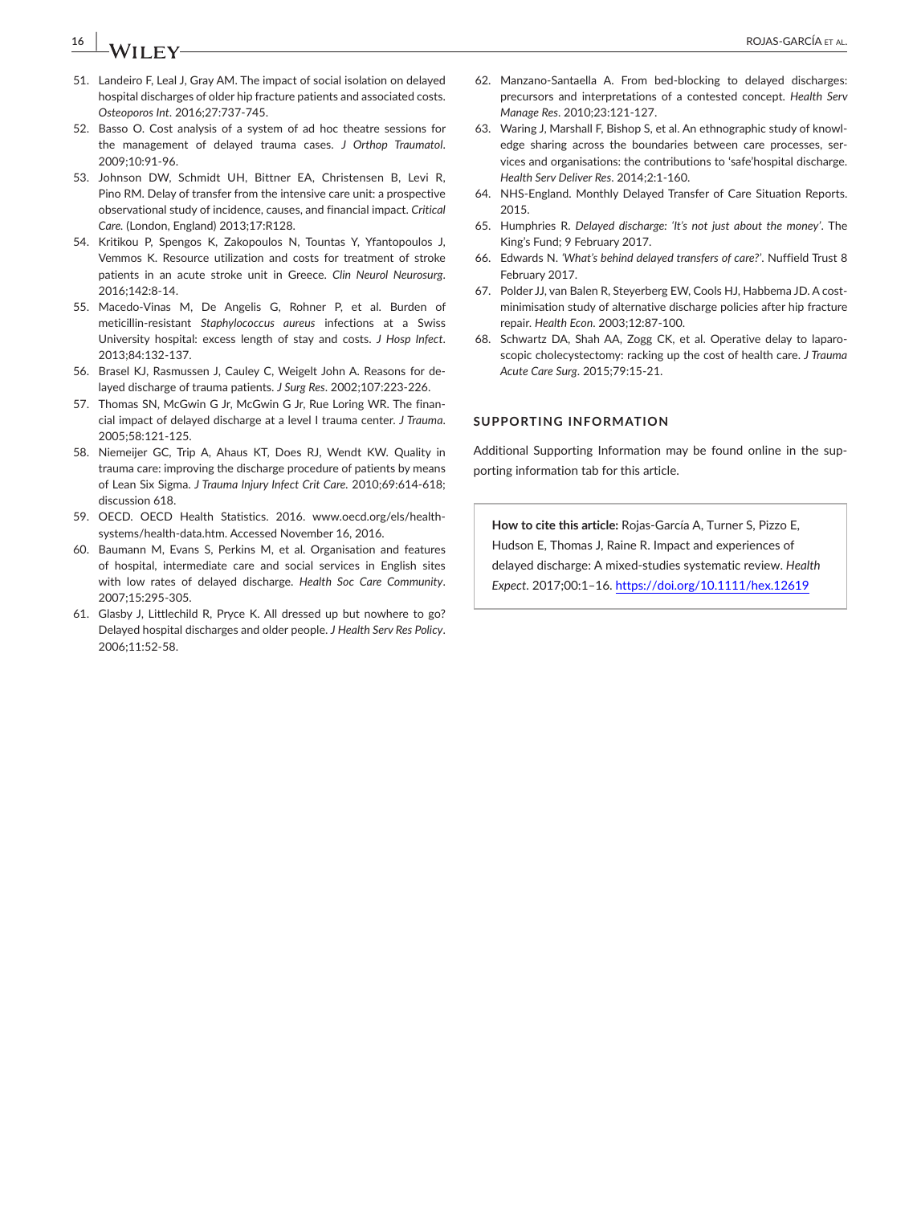51. Landeiro F, Leal J, Gray AM. The impact of social isolation on delayed hospital discharges of older hip fracture patients and associated costs. *Osteoporos Int*. 2016;27:737-745.
52. Basso O. Cost analysis of a system of ad hoc theatre sessions for the management of delayed trauma cases. *J Orthop Traumatol*. 2009;10:91-96.
53. Johnson DW, Schmidt UH, Bittner EA, Christensen B, Levi R, Pino RM. Delay of transfer from the intensive care unit: a prospective observational study of incidence, causes, and financial impact. *Critical Care*. (London, England) 2013;17:R128.
54. Kritikou P, Spengos K, Zakopoulos N, Tountas Y, Yfantopoulos J, Vemmos K. Resource utilization and costs for treatment of stroke patients in an acute stroke unit in Greece. *Clin Neurol Neurosurg*. 2016;142:8-14.
55. Macedo-Vinas M, De Angelis G, Rohner P, et al. Burden of meticillin-resistant *Staphylococcus aureus* infections at a Swiss University hospital: excess length of stay and costs. *J Hosp Infect*. 2013;84:132-137.
56. Brasel KJ, Rasmussen J, Cauley C, Weigelt John A. Reasons for delayed discharge of trauma patients. *J Surg Res*. 2002;107:223-226.
57. Thomas SN, McGwin G Jr, McGwin G Jr, Rue Loring WR. The financial impact of delayed discharge at a level I trauma center. *J Trauma*. 2005;58:121-125.
58. Niemeijer GC, Trip A, Ahaus KT, Does RJ, Wendt KW. Quality in trauma care: improving the discharge procedure of patients by means of Lean Six Sigma. *J Trauma Injury Infect Crit Care*. 2010;69:614-618; discussion 618.
59. OECD. OECD Health Statistics. 2016. www.oecd.org/els/health-systems/health-data.htm. Accessed November 16, 2016.
60. Baumann M, Evans S, Perkins M, et al. Organisation and features of hospital, intermediate care and social services in English sites with low rates of delayed discharge. *Health Soc Care Community*. 2007;15:295-305.
61. Glasby J, Littlechild R, Pryce K. All dressed up but nowhere to go? Delayed hospital discharges and older people. *J Health Serv Res Policy*. 2006;11:52-58.
62. Manzano-Santaella A. From bed-blocking to delayed discharges: precursors and interpretations of a contested concept. *Health Serv Manage Res*. 2010;23:121-127.
63. Waring J, Marshall F, Bishop S, et al. An ethnographic study of knowledge sharing across the boundaries between care processes, services and organisations: the contributions to 'safe'hospital discharge. *Health Serv Deliver Res*. 2014;2:1-160.
64. NHS-England. Monthly Delayed Transfer of Care Situation Reports. 2015.
65. Humphries R. *Delayed discharge: 'It's not just about the money'*. The King's Fund; 9 February 2017.
66. Edwards N. *'What's behind delayed transfers of care?'*. Nuffield Trust 8 February 2017.
67. Polder JJ, van Balen R, Steyerberg EW, Cools HJ, Habbema JD. A cost-minimisation study of alternative discharge policies after hip fracture repair. *Health Econ*. 2003;12:87-100.
68. Schwartz DA, Shah AA, Zogg CK, et al. Operative delay to laparoscopic cholecystectomy: racking up the cost of health care. *J Trauma Acute Care Surg*. 2015;79:15-21.

## SUPPORTING INFORMATION

Additional Supporting Information may be found online in the supporting information tab for this article.

**How to cite this article:** Rojas-García A, Turner S, Pizzo E, Hudson E, Thomas J, Raine R. Impact and experiences of delayed discharge: A mixed-studies systematic review. *Health Expect*. 2017;00:1–16. https://doi.org/10.1111/hex.12619